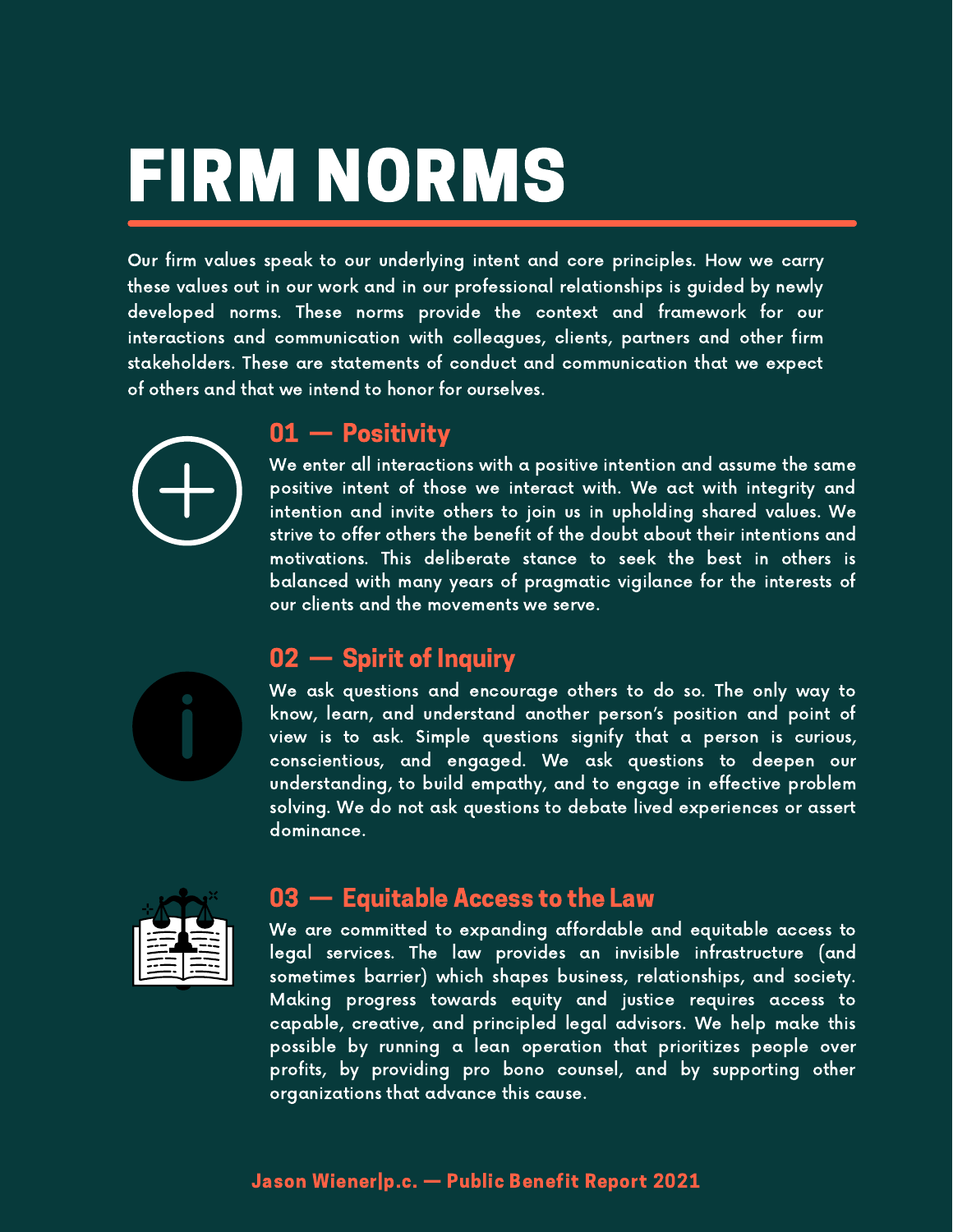# FIRM NORMS

Our firm values speak to our underlying intent and core principles. How we carry these values out in our work and in our professional relationships is guided by newly developed norms. These norms provide the context and framework for our interactions and communication with colleagues, clients, partners and other firm stakeholders. These are statements of conduct and communication that we expect of others and that we intend to honor for ourselves.

## 01 — Positivity

We enter all interactions with a positive intention and assume the same positive intent of those we interact with. We act with integrity and intention and invite others to join us in upholding shared values. We strive to offer others the benefit of the doubt about their intentions and motivations. This deliberate stance to seek the best in others is balanced with many years of pragmatic vigilance for the interests of our clients and the movements we serve.

## 02 — Spirit of Inquiry

We ask questions and encourage others to do so. The only way to know, learn, and understand another person's position and point of view is to ask. Simple questions signify that a person is curious, conscientious, and engaged. We ask questions to deepen our understanding, to build empathy, and to engage in effective problem solving. We do not ask questions to debate lived experiences or assert dominance.

## 03 — Equitable Access to the Law

We are committed to expanding affordable and equitable access to legal services. The law provides an invisible infrastructure (and sometimes barrier) which shapes business, relationships, and society. Making progress towards equity and justice requires access to capable, creative, and principled legal advisors. We help make this possible by running a lean operation that prioritizes people over profits, by providing pro bono counsel, and by supporting other organizations that advance this cause.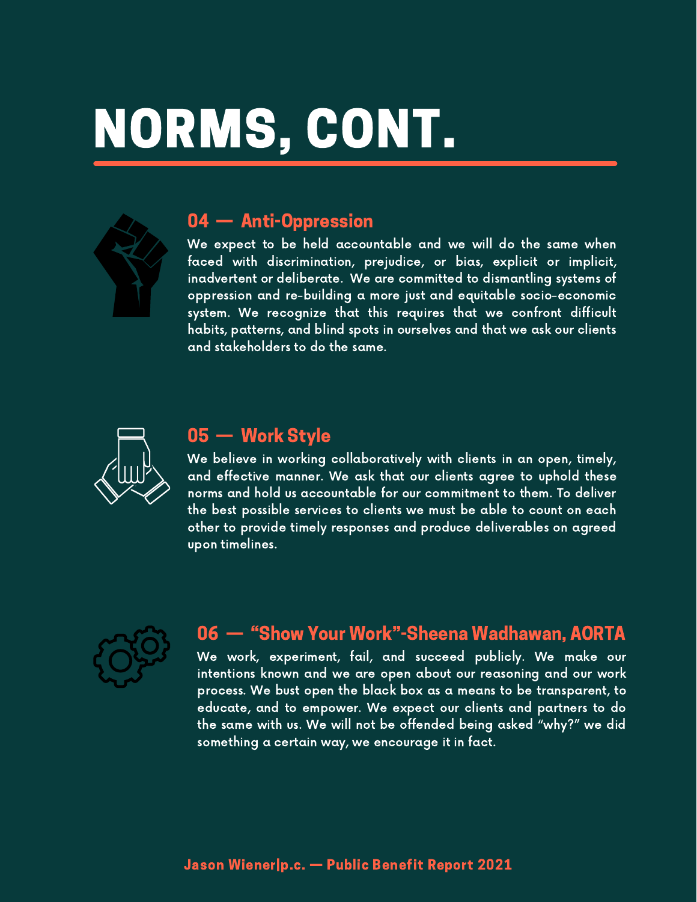# NORMS, CONT.

## 04 — Anti-Oppression

We expect to be held accountable and we will do the same when faced with discrimination, prejudice, or bias, explicit or implicit, inadvertent or deliberate. We are committed to dismantling systems of oppression and re-building a more just and equitable socio-economic system. We recognize that this requires that we confront difficult habits, patterns, and blind spots in ourselves and that we ask our clients and stakeholders to do the same.

## 05 — Work Style

We believe in working collaboratively with clients in an open, timely, and effective manner. We ask that our clients agree to uphold these norms and hold us accountable for our commitment to them. To deliver the best possible services to clients we must be able to count on each other to provide timely responses and produce deliverables on agreed upon timelines.

## 06 — "Show Your Work"-Sheena Wadhawan, AORTA

We work, experiment, fail, and succeed publicly. We make our intentions known and we are open about our reasoning and our work process. We bust open the black box as a means to be transparent, to educate, and to empower. We expect our clients and partners to do the same with us. We will not be offended being asked "why?" we did something a certain way, we encourage it in fact.